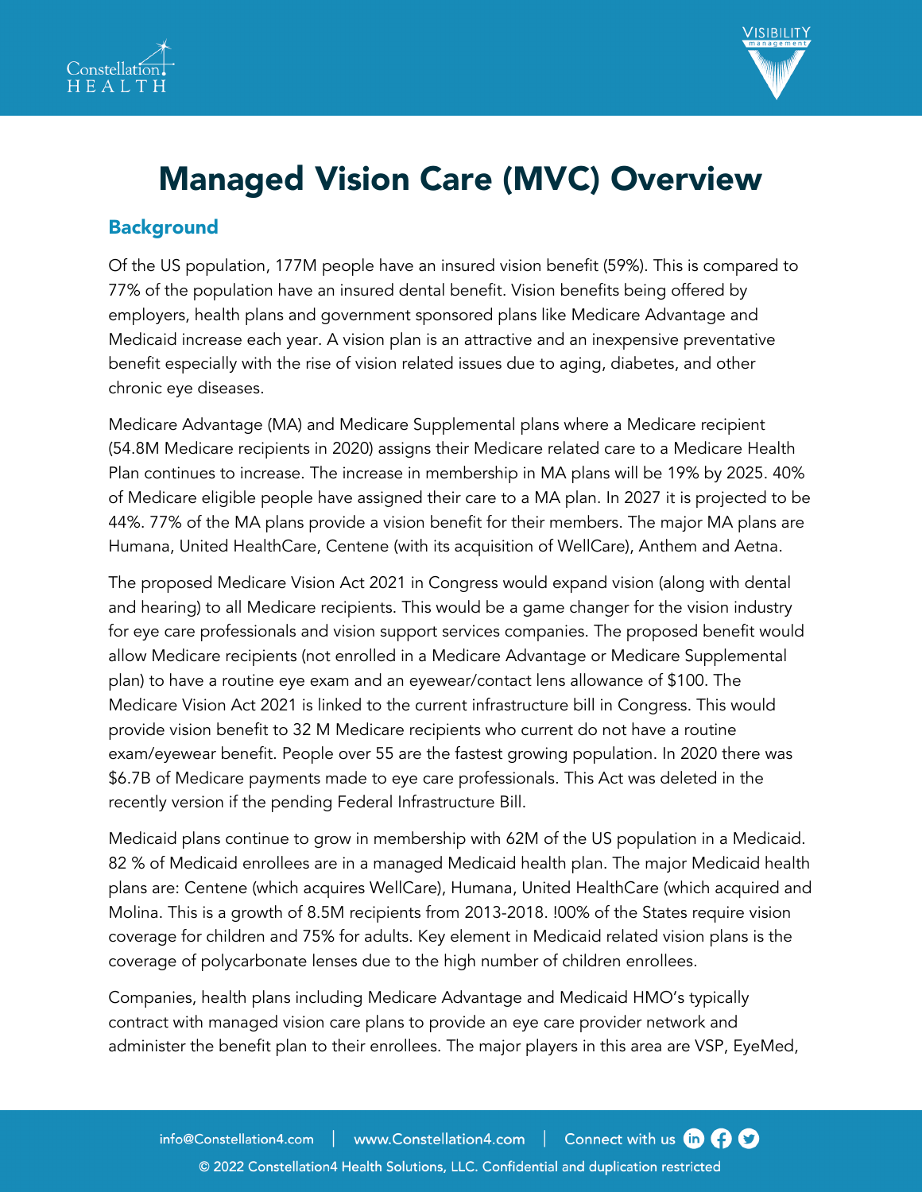# Managed Vision Care (MVC) Overview

## Background

Of the US population, 177M people have an insured vision benefit (59%). This is compared to 77% of the population have an insured dental benefit. Vision benefits being offered by employers, health plans and government sponsored plans like Medicare Advantage and Medicaid increase each year. A vision plan is an attractive and an inexpensive preventative benefit especially with the rise of vision related issues due to aging, diabetes, and other chronic eye diseases.

Medicare Advantage (MA) and Medicare Supplemental plans where a Medicare recipient (54.8M Medicare recipients in 2020) assigns their Medicare related care to a Medicare Health Plan continues to increase. The increase in membership in MA plans will be 19% by 2025. 40% of Medicare eligible people have assigned their care to a MA plan. In 2027 it is projected to be 44%. 77% of the MA plans provide a vision benefit for their members. The major MA plans are Humana, United HealthCare, Centene (with its acquisition of WellCare), Anthem and Aetna.

The proposed Medicare Vision Act 2021 in Congress would expand vision (along with dental and hearing) to all Medicare recipients. This would be a game changer for the vision industry for eye care professionals and vision support services companies. The proposed benefit would allow Medicare recipients (not enrolled in a Medicare Advantage or Medicare Supplemental plan) to have a routine eye exam and an eyewear/contact lens allowance of $100. The Medicare Vision Act 2021 is linked to the current infrastructure bill in Congress. This would provide vision benefit to 32 M Medicare recipients who current do not have a routine exam/eyewear benefit. People over 55 are the fastest growing population. In 2020 there was $6.7B of Medicare payments made to eye care professionals. This Act was deleted in the recently version if the pending Federal Infrastructure Bill.

Medicaid plans continue to grow in membership with 62M of the US population in a Medicaid. 82 % of Medicaid enrollees are in a managed Medicaid health plan. The major Medicaid health plans are: Centene (which acquires WellCare), Humana, United HealthCare (which acquired and Molina. This is a growth of 8.5M recipients from 2013-2018. !00% of the States require vision coverage for children and 75% for adults. Key element in Medicaid related vision plans is the coverage of polycarbonate lenses due to the high number of children enrollees.

Companies, health plans including Medicare Advantage and Medicaid HMO's typically contract with managed vision care plans to provide an eye care provider network and administer the benefit plan to their enrollees. The major players in this area are VSP, EyeMed,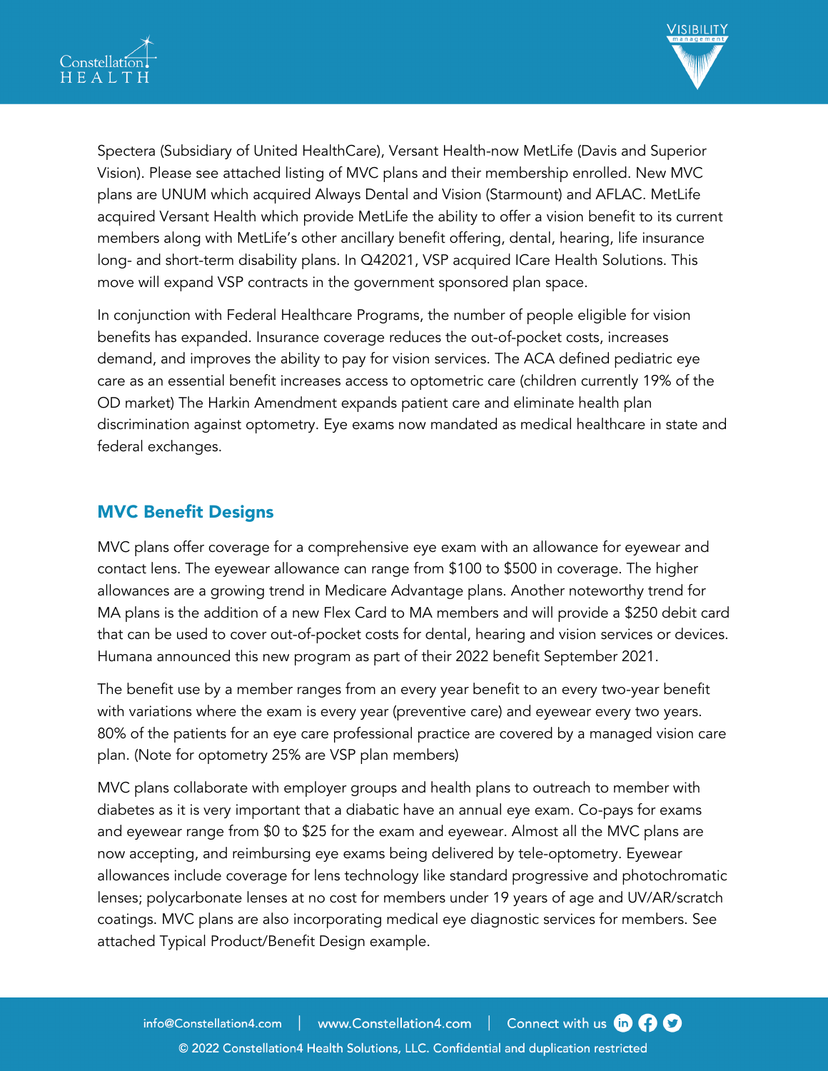Spectera (Subsidiary of United HealthCare), Versant Health-now MetLife (Davis and Superior Vision). Please see attached listing of MVC plans and their membership enrolled. New MVC plans are UNUM which acquired Always Dental and Vision (Starmount) and AFLAC. MetLife acquired Versant Health which provide MetLife the ability to offer a vision benefit to its current members along with MetLife's other ancillary benefit offering, dental, hearing, life insurance long- and short-term disability plans. In Q42021, VSP acquired ICare Health Solutions. This move will expand VSP contracts in the government sponsored plan space.

In conjunction with Federal Healthcare Programs, the number of people eligible for vision benefits has expanded. Insurance coverage reduces the out-of-pocket costs, increases demand, and improves the ability to pay for vision services. The ACA defined pediatric eye care as an essential benefit increases access to optometric care (children currently 19% of the OD market) The Harkin Amendment expands patient care and eliminate health plan discrimination against optometry. Eye exams now mandated as medical healthcare in state and federal exchanges.

## MVC Benefit Designs

MVC plans offer coverage for a comprehensive eye exam with an allowance for eyewear and contact lens. The eyewear allowance can range from $100 to $500 in coverage. The higher allowances are a growing trend in Medicare Advantage plans. Another noteworthy trend for MA plans is the addition of a new Flex Card to MA members and will provide a $250 debit card that can be used to cover out-of-pocket costs for dental, hearing and vision services or devices. Humana announced this new program as part of their 2022 benefit September 2021.

The benefit use by a member ranges from an every year benefit to an every two-year benefit with variations where the exam is every year (preventive care) and eyewear every two years. 80% of the patients for an eye care professional practice are covered by a managed vision care plan. (Note for optometry 25% are VSP plan members)

MVC plans collaborate with employer groups and health plans to outreach to member with diabetes as it is very important that a diabatic have an annual eye exam. Co-pays for exams and eyewear range from $0 to $25 for the exam and eyewear. Almost all the MVC plans are now accepting, and reimbursing eye exams being delivered by tele-optometry. Eyewear allowances include coverage for lens technology like standard progressive and photochromatic lenses; polycarbonate lenses at no cost for members under 19 years of age and UV/AR/scratch coatings. MVC plans are also incorporating medical eye diagnostic services for members. See attached Typical Product/Benefit Design example.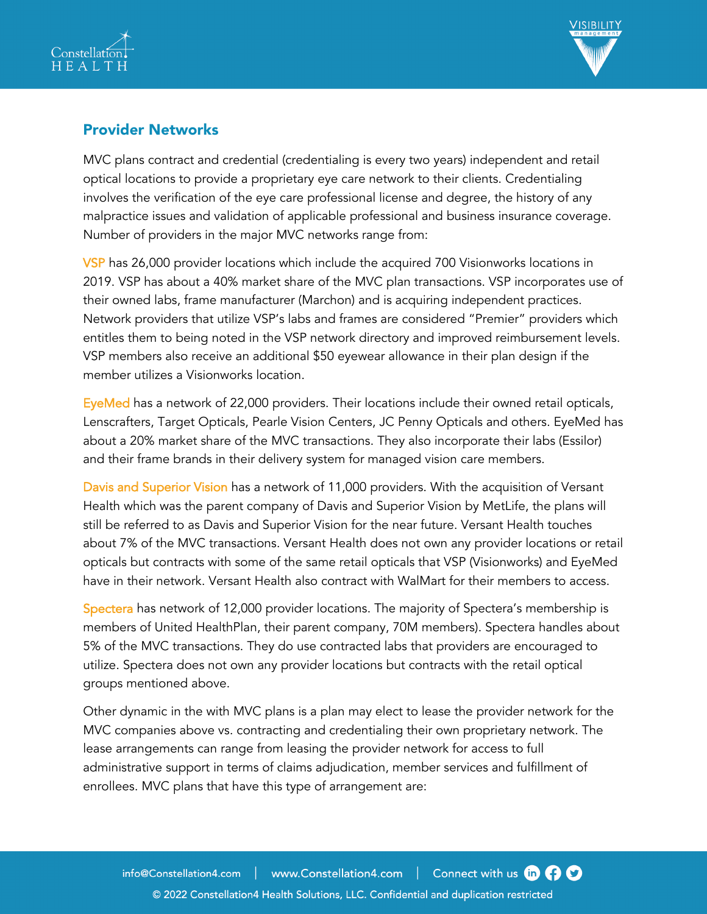## Provider Networks

MVC plans contract and credential (credentialing is every two years) independent and retail optical locations to provide a proprietary eye care network to their clients. Credentialing involves the verification of the eye care professional license and degree, the history of any malpractice issues and validation of applicable professional and business insurance coverage. Number of providers in the major MVC networks range from:

VSP has 26,000 provider locations which include the acquired 700 Visionworks locations in 2019. VSP has about a 40% market share of the MVC plan transactions. VSP incorporates use of their owned labs, frame manufacturer (Marchon) and is acquiring independent practices. Network providers that utilize VSP's labs and frames are considered "Premier" providers which entitles them to being noted in the VSP network directory and improved reimbursement levels. VSP members also receive an additional $50 eyewear allowance in their plan design if the member utilizes a Visionworks location.

EyeMed has a network of 22,000 providers. Their locations include their owned retail opticals, Lenscrafters, Target Opticals, Pearle Vision Centers, JC Penny Opticals and others. EyeMed has about a 20% market share of the MVC transactions. They also incorporate their labs (Essilor) and their frame brands in their delivery system for managed vision care members.

Davis and Superior Vision has a network of 11,000 providers. With the acquisition of Versant Health which was the parent company of Davis and Superior Vision by MetLife, the plans will still be referred to as Davis and Superior Vision for the near future. Versant Health touches about 7% of the MVC transactions. Versant Health does not own any provider locations or retail opticals but contracts with some of the same retail opticals that VSP (Visionworks) and EyeMed have in their network. Versant Health also contract with WalMart for their members to access.

Spectera has network of 12,000 provider locations. The majority of Spectera's membership is members of United HealthPlan, their parent company, 70M members). Spectera handles about 5% of the MVC transactions. They do use contracted labs that providers are encouraged to utilize. Spectera does not own any provider locations but contracts with the retail optical groups mentioned above.

Other dynamic in the with MVC plans is a plan may elect to lease the provider network for the MVC companies above vs. contracting and credentialing their own proprietary network. The lease arrangements can range from leasing the provider network for access to full administrative support in terms of claims adjudication, member services and fulfillment of enrollees. MVC plans that have this type of arrangement are: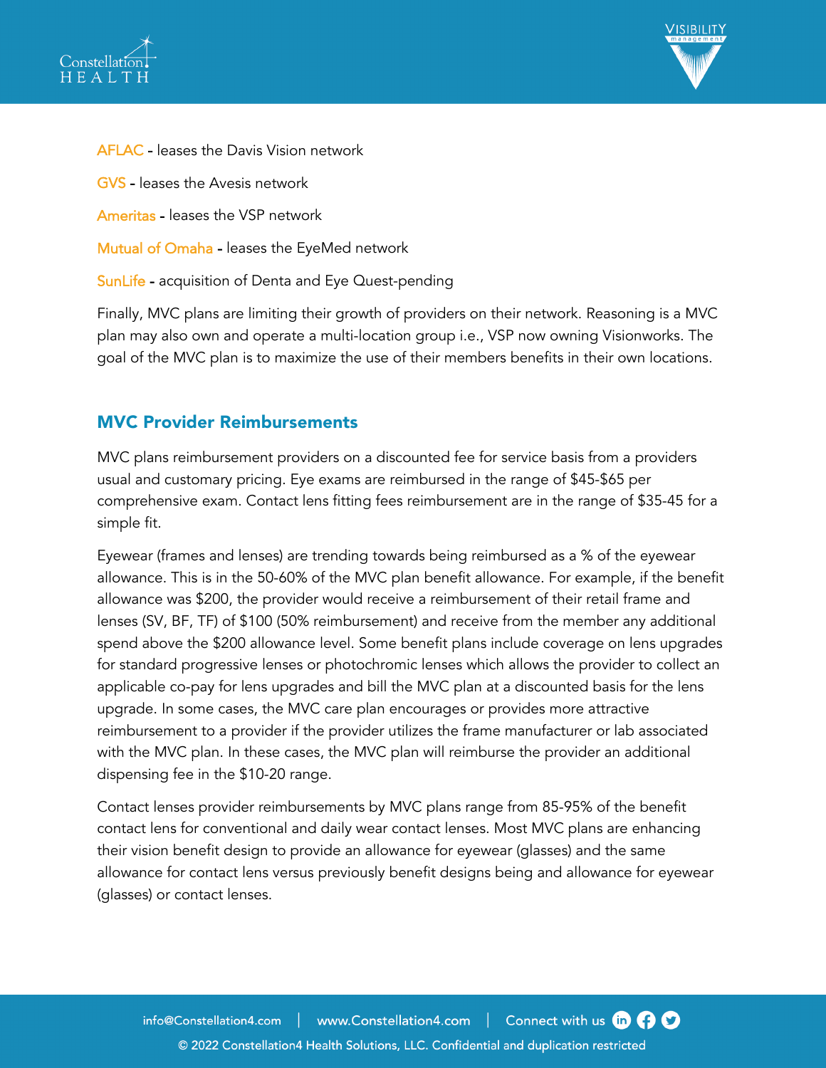AFLAC - leases the Davis Vision network

GVS - leases the Avesis network

Ameritas - leases the VSP network

Mutual of Omaha - leases the EyeMed network

SunLife - acquisition of Denta and Eye Quest-pending

Finally, MVC plans are limiting their growth of providers on their network. Reasoning is a MVC plan may also own and operate a multi-location group i.e., VSP now owning Visionworks. The goal of the MVC plan is to maximize the use of their members benefits in their own locations.

## MVC Provider Reimbursements

MVC plans reimbursement providers on a discounted fee for service basis from a providers usual and customary pricing. Eye exams are reimbursed in the range of $45-$65 per comprehensive exam. Contact lens fitting fees reimbursement are in the range of $35-45 for a simple fit.

Eyewear (frames and lenses) are trending towards being reimbursed as a % of the eyewear allowance. This is in the 50-60% of the MVC plan benefit allowance. For example, if the benefit allowance was $200, the provider would receive a reimbursement of their retail frame and lenses (SV, BF, TF) of $100 (50% reimbursement) and receive from the member any additional spend above the $200 allowance level. Some benefit plans include coverage on lens upgrades for standard progressive lenses or photochromic lenses which allows the provider to collect an applicable co-pay for lens upgrades and bill the MVC plan at a discounted basis for the lens upgrade. In some cases, the MVC care plan encourages or provides more attractive reimbursement to a provider if the provider utilizes the frame manufacturer or lab associated with the MVC plan. In these cases, the MVC plan will reimburse the provider an additional dispensing fee in the $10-20 range.

Contact lenses provider reimbursements by MVC plans range from 85-95% of the benefit contact lens for conventional and daily wear contact lenses. Most MVC plans are enhancing their vision benefit design to provide an allowance for eyewear (glasses) and the same allowance for contact lens versus previously benefit designs being and allowance for eyewear (glasses) or contact lenses.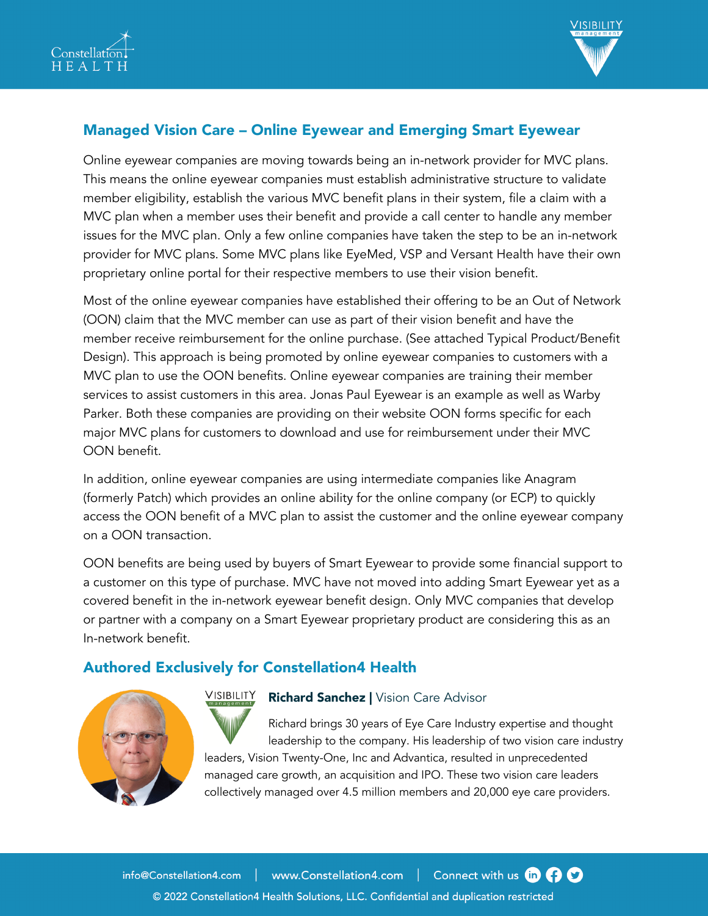## Managed Vision Care – Online Eyewear and Emerging Smart Eyewear

Online eyewear companies are moving towards being an in-network provider for MVC plans. This means the online eyewear companies must establish administrative structure to validate member eligibility, establish the various MVC benefit plans in their system, file a claim with a MVC plan when a member uses their benefit and provide a call center to handle any member issues for the MVC plan. Only a few online companies have taken the step to be an in-network provider for MVC plans. Some MVC plans like EyeMed, VSP and Versant Health have their own proprietary online portal for their respective members to use their vision benefit.

Most of the online eyewear companies have established their offering to be an Out of Network (OON) claim that the MVC member can use as part of their vision benefit and have the member receive reimbursement for the online purchase. (See attached Typical Product/Benefit Design). This approach is being promoted by online eyewear companies to customers with a MVC plan to use the OON benefits. Online eyewear companies are training their member services to assist customers in this area. Jonas Paul Eyewear is an example as well as Warby Parker. Both these companies are providing on their website OON forms specific for each major MVC plans for customers to download and use for reimbursement under their MVC OON benefit.

In addition, online eyewear companies are using intermediate companies like Anagram (formerly Patch) which provides an online ability for the online company (or ECP) to quickly access the OON benefit of a MVC plan to assist the customer and the online eyewear company on a OON transaction.

OON benefits are being used by buyers of Smart Eyewear to provide some financial support to a customer on this type of purchase. MVC have not moved into adding Smart Eyewear yet as a covered benefit in the in-network eyewear benefit design. Only MVC companies that develop or partner with a company on a Smart Eyewear proprietary product are considering this as an In-network benefit.

## Authored Exclusively for Constellation4 Health

**Richard Sanchez |** Vision Care Advisor

Richard brings 30 years of Eye Care Industry expertise and thought leadership to the company. His leadership of two vision care industry leaders, Vision Twenty-One, Inc and Advantica, resulted in unprecedented managed care growth, an acquisition and IPO. These two vision care leaders collectively managed over 4.5 million members and 20,000 eye care providers.

info@Constellation4.com | www.Constellation4.com | Connect with us

© 2022 Constellation4 Health Solutions, LLC. Confidential and duplication restricted